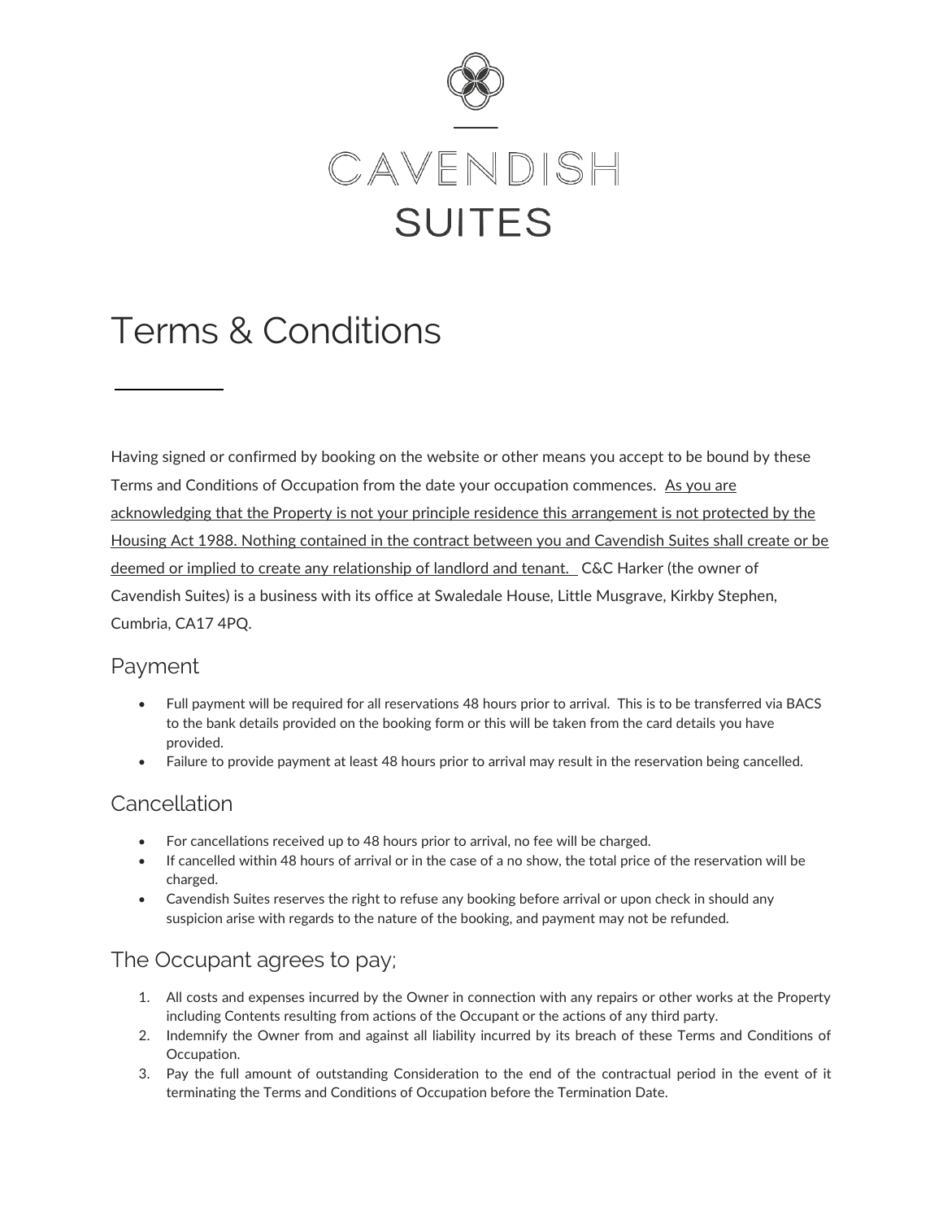CAVENDISH

SUITES

# Terms & Conditions

Having signed or confirmed by booking on the website or other means you accept to be bound by these Terms and Conditions of Occupation from the date your occupation commences. As you are acknowledging that the Property is not your principle residence this arrangement is not protected by the Housing Act 1988. Nothing contained in the contract between you and Cavendish Suites shall create or be deemed or implied to create any relationship of landlord and tenant. C&C Harker (the owner of Cavendish Suites) is a business with its office at Swaledale House, Little Musgrave, Kirkby Stephen, Cumbria, CA17 4PQ.

## Payment

- Full payment will be required for all reservations 48 hours prior to arrival. This is to be transferred via BACS to the bank details provided on the booking form or this will be taken from the card details you have provided.
- Failure to provide payment at least 48 hours prior to arrival may result in the reservation being cancelled.

## Cancellation

- For cancellations received up to 48 hours prior to arrival, no fee will be charged.
- If cancelled within 48 hours of arrival or in the case of a no show, the total price of the reservation will be charged.
- Cavendish Suites reserves the right to refuse any booking before arrival or upon check in should any suspicion arise with regards to the nature of the booking, and payment may not be refunded.

## The Occupant agrees to pay;

1. All costs and expenses incurred by the Owner in connection with any repairs or other works at the Property including Contents resulting from actions of the Occupant or the actions of any third party.
2. Indemnify the Owner from and against all liability incurred by its breach of these Terms and Conditions of Occupation.
3. Pay the full amount of outstanding Consideration to the end of the contractual period in the event of it terminating the Terms and Conditions of Occupation before the Termination Date.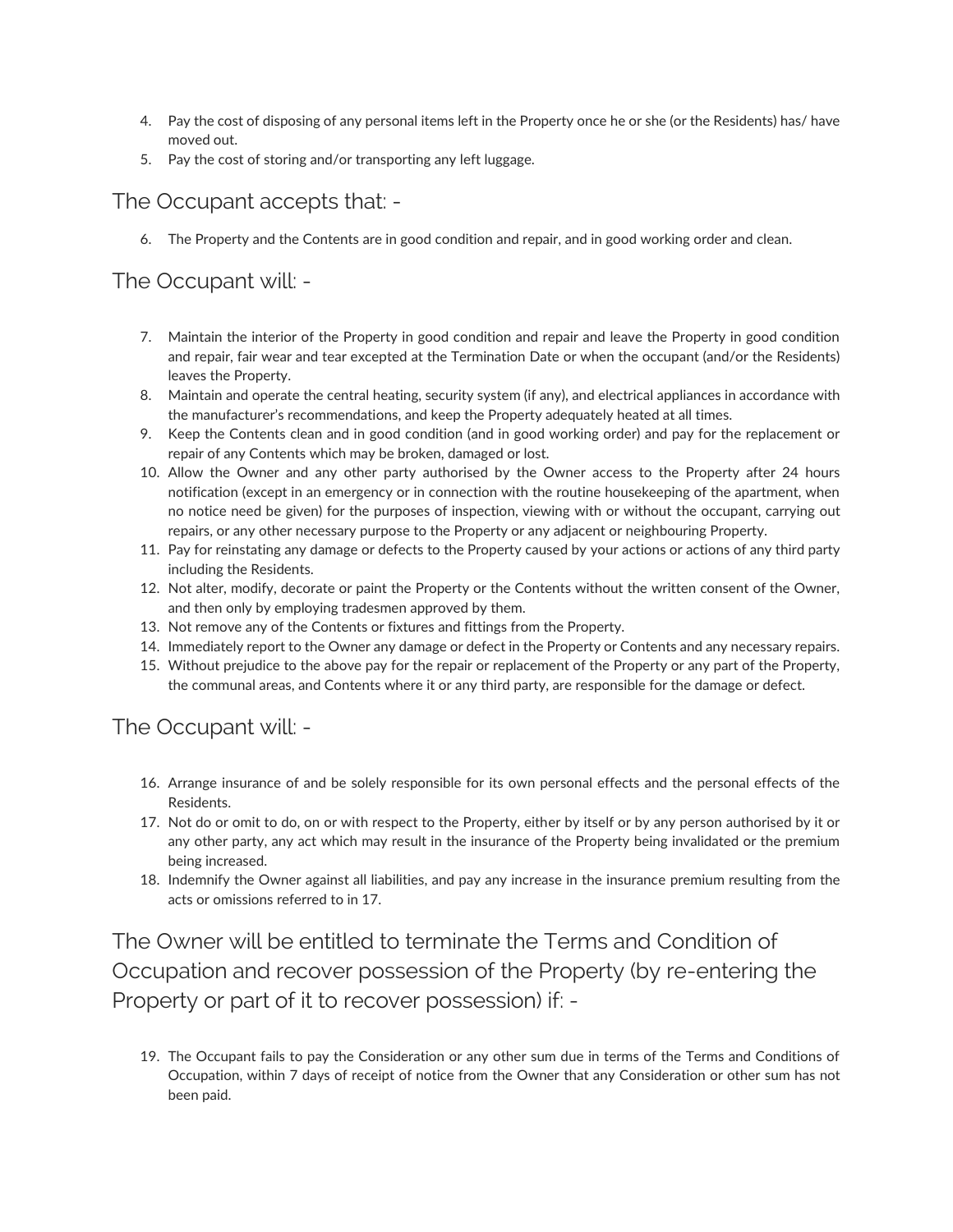4. Pay the cost of disposing of any personal items left in the Property once he or she (or the Residents) has/ have moved out.
5. Pay the cost of storing and/or transporting any left luggage.

## The Occupant accepts that: -

6. The Property and the Contents are in good condition and repair, and in good working order and clean.

## The Occupant will: -

7. Maintain the interior of the Property in good condition and repair and leave the Property in good condition and repair, fair wear and tear excepted at the Termination Date or when the occupant (and/or the Residents) leaves the Property.
8. Maintain and operate the central heating, security system (if any), and electrical appliances in accordance with the manufacturer's recommendations, and keep the Property adequately heated at all times.
9. Keep the Contents clean and in good condition (and in good working order) and pay for the replacement or repair of any Contents which may be broken, damaged or lost.
10. Allow the Owner and any other party authorised by the Owner access to the Property after 24 hours notification (except in an emergency or in connection with the routine housekeeping of the apartment, when no notice need be given) for the purposes of inspection, viewing with or without the occupant, carrying out repairs, or any other necessary purpose to the Property or any adjacent or neighbouring Property.
11. Pay for reinstating any damage or defects to the Property caused by your actions or actions of any third party including the Residents.
12. Not alter, modify, decorate or paint the Property or the Contents without the written consent of the Owner, and then only by employing tradesmen approved by them.
13. Not remove any of the Contents or fixtures and fittings from the Property.
14. Immediately report to the Owner any damage or defect in the Property or Contents and any necessary repairs.
15. Without prejudice to the above pay for the repair or replacement of the Property or any part of the Property, the communal areas, and Contents where it or any third party, are responsible for the damage or defect.

## The Occupant will: -

16. Arrange insurance of and be solely responsible for its own personal effects and the personal effects of the Residents.
17. Not do or omit to do, on or with respect to the Property, either by itself or by any person authorised by it or any other party, any act which may result in the insurance of the Property being invalidated or the premium being increased.
18. Indemnify the Owner against all liabilities, and pay any increase in the insurance premium resulting from the acts or omissions referred to in 17.

## The Owner will be entitled to terminate the Terms and Condition of Occupation and recover possession of the Property (by re-entering the Property or part of it to recover possession) if: -

19. The Occupant fails to pay the Consideration or any other sum due in terms of the Terms and Conditions of Occupation, within 7 days of receipt of notice from the Owner that any Consideration or other sum has not been paid.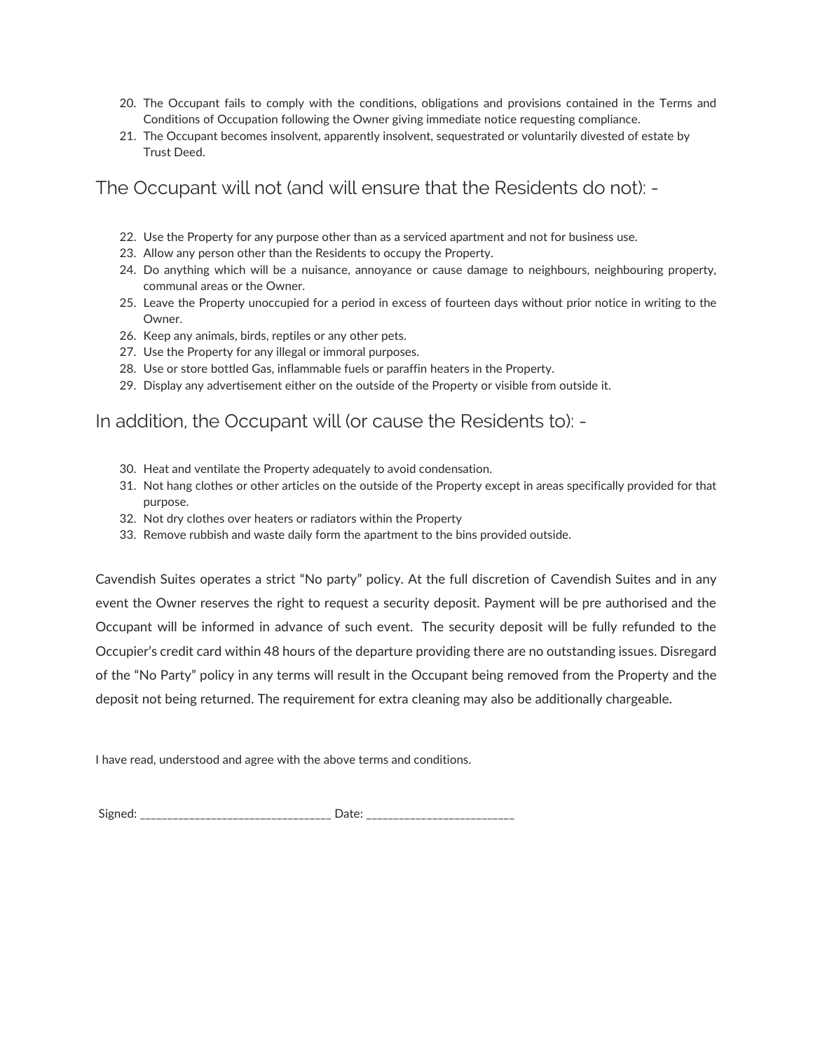20. The Occupant fails to comply with the conditions, obligations and provisions contained in the Terms and Conditions of Occupation following the Owner giving immediate notice requesting compliance.
21. The Occupant becomes insolvent, apparently insolvent, sequestrated or voluntarily divested of estate by Trust Deed.

## The Occupant will not (and will ensure that the Residents do not): -

22. Use the Property for any purpose other than as a serviced apartment and not for business use.
23. Allow any person other than the Residents to occupy the Property.
24. Do anything which will be a nuisance, annoyance or cause damage to neighbours, neighbouring property, communal areas or the Owner.
25. Leave the Property unoccupied for a period in excess of fourteen days without prior notice in writing to the Owner.
26. Keep any animals, birds, reptiles or any other pets.
27. Use the Property for any illegal or immoral purposes.
28. Use or store bottled Gas, inflammable fuels or paraffin heaters in the Property.
29. Display any advertisement either on the outside of the Property or visible from outside it.

## In addition, the Occupant will (or cause the Residents to): -

30. Heat and ventilate the Property adequately to avoid condensation.
31. Not hang clothes or other articles on the outside of the Property except in areas specifically provided for that purpose.
32. Not dry clothes over heaters or radiators within the Property
33. Remove rubbish and waste daily form the apartment to the bins provided outside.

Cavendish Suites operates a strict "No party" policy. At the full discretion of Cavendish Suites and in any event the Owner reserves the right to request a security deposit. Payment will be pre authorised and the Occupant will be informed in advance of such event. The security deposit will be fully refunded to the Occupier's credit card within 48 hours of the departure providing there are no outstanding issues. Disregard of the "No Party" policy in any terms will result in the Occupant being removed from the Property and the deposit not being returned. The requirement for extra cleaning may also be additionally chargeable.

I have read, understood and agree with the above terms and conditions.

Signed: __________________________________ Date: __________________________